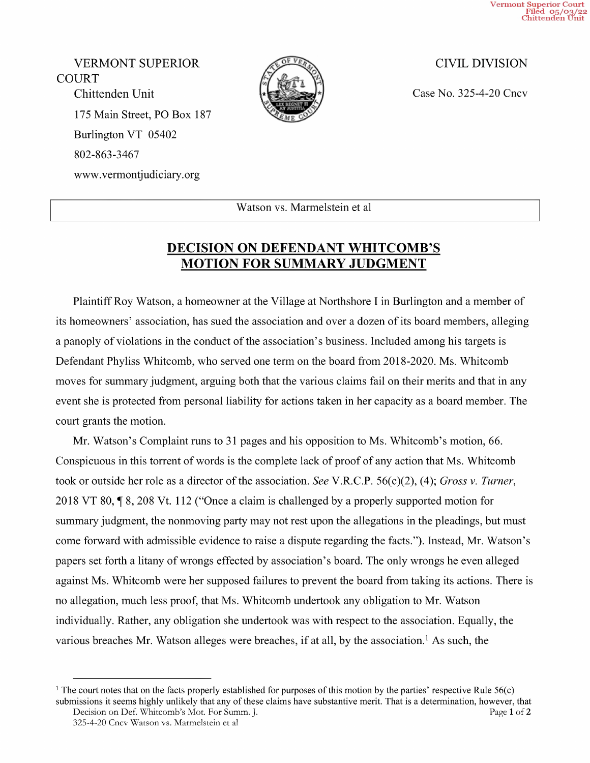Vermont Superior Court
Filed 05/03/22
Chittenden Unit

VERMONT SUPERIOR COURT
Chittenden Unit
175 Main Street, PO Box 187
Burlington VT 05402
802-863-3467
www.vermontjudiciary.org

CIVIL DIVISION

Case No. 325-4-20 Cncv

Watson vs. Marmelstein et al

## DECISION ON DEFENDANT WHITCOMB'S MOTION FOR SUMMARY JUDGMENT

Plaintiff Roy Watson, a homeowner at the Village at Northshore I in Burlington and a member of its homeowners' association, has sued the association and over a dozen of its board members, alleging a panoply of violations in the conduct of the association's business. Included among his targets is Defendant Phyliss Whitcomb, who served one term on the board from 2018-2020. Ms. Whitcomb moves for summary judgment, arguing both that the various claims fail on their merits and that in any event she is protected from personal liability for actions taken in her capacity as a board member. The court grants the motion.

Mr. Watson's Complaint runs to 31 pages and his opposition to Ms. Whitcomb's motion, 66. Conspicuous in this torrent of words is the complete lack of proof of any action that Ms. Whitcomb took or outside her role as a director of the association. *See* V.R.C.P. 56(c)(2), (4); *Gross v. Turner*, 2018 VT 80, ¶ 8, 208 Vt. 112 ("Once a claim is challenged by a properly supported motion for summary judgment, the nonmoving party may not rest upon the allegations in the pleadings, but must come forward with admissible evidence to raise a dispute regarding the facts."). Instead, Mr. Watson's papers set forth a litany of wrongs effected by association's board. The only wrongs he even alleged against Ms. Whitcomb were her supposed failures to prevent the board from taking its actions. There is no allegation, much less proof, that Ms. Whitcomb undertook any obligation to Mr. Watson individually. Rather, any obligation she undertook was with respect to the association. Equally, the various breaches Mr. Watson alleges were breaches, if at all, by the association.[1] As such, the

[1] The court notes that on the facts properly established for purposes of this motion by the parties' respective Rule 56(c) submissions it seems highly unlikely that any of these claims have substantive merit. That is a determination, however, that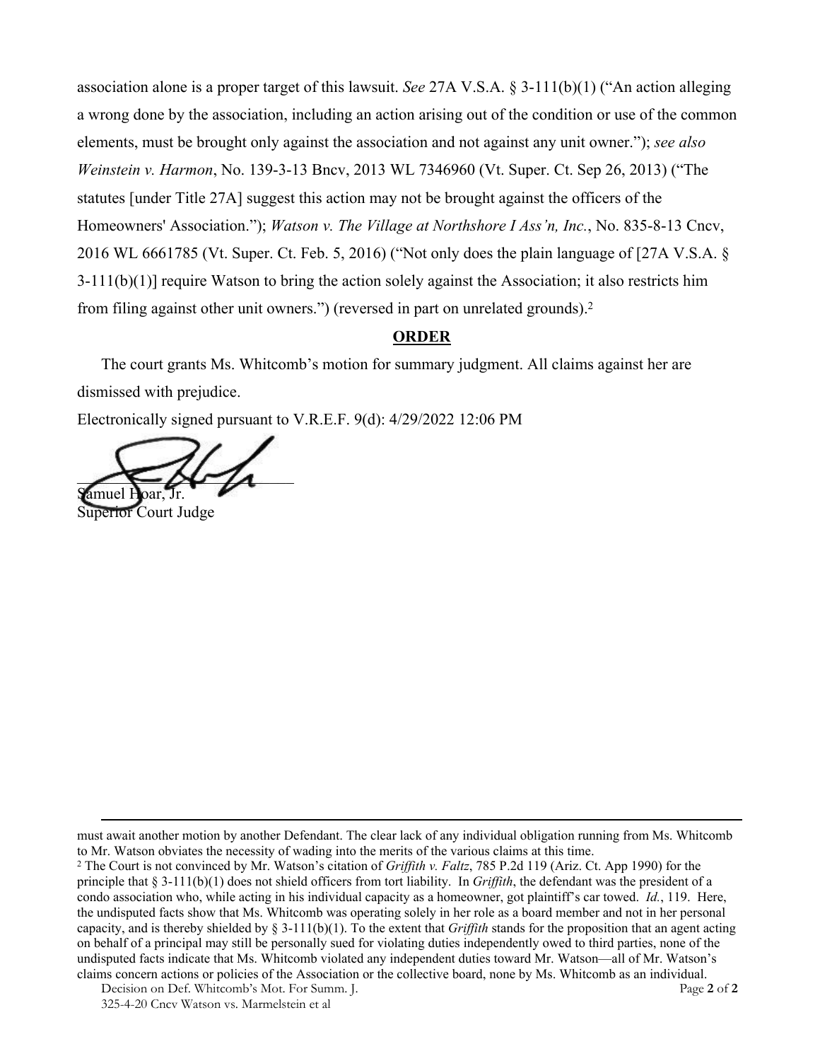association alone is a proper target of this lawsuit. *See* 27A V.S.A. § 3-111(b)(1) ("An action alleging a wrong done by the association, including an action arising out of the condition or use of the common elements, must be brought only against the association and not against any unit owner."); *see also* *Weinstein v. Harmon*, No. 139-3-13 Bncv, 2013 WL 7346960 (Vt. Super. Ct. Sep 26, 2013) ("The statutes [under Title 27A] suggest this action may not be brought against the officers of the Homeowners' Association."); *Watson v. The Village at Northshore I Ass'n, Inc.*, No. 835-8-13 Cncv, 2016 WL 6661785 (Vt. Super. Ct. Feb. 5, 2016) ("Not only does the plain language of [27A V.S.A. § 3-111(b)(1)] require Watson to bring the action solely against the Association; it also restricts him from filing against other unit owners.") (reversed in part on unrelated grounds).[2]

## ORDER

The court grants Ms. Whitcomb's motion for summary judgment. All claims against her are dismissed with prejudice.

Electronically signed pursuant to V.R.E.F. 9(d): 4/29/2022 12:06 PM

Samuel Hoar, Jr.
Superior Court Judge

---

must await another motion by another Defendant. The clear lack of any individual obligation running from Ms. Whitcomb to Mr. Watson obviates the necessity of wading into the merits of the various claims at this time.

[2] The Court is not convinced by Mr. Watson's citation of *Griffith v. Faltz*, 785 P.2d 119 (Ariz. Ct. App 1990) for the principle that § 3-111(b)(1) does not shield officers from tort liability. In *Griffith*, the defendant was the president of a condo association who, while acting in his individual capacity as a homeowner, got plaintiff's car towed. *Id.*, 119. Here, the undisputed facts show that Ms. Whitcomb was operating solely in her role as a board member and not in her personal capacity, and is thereby shielded by § 3-111(b)(1). To the extent that *Griffith* stands for the proposition that an agent acting on behalf of a principal may still be personally sued for violating duties independently owed to third parties, none of the undisputed facts indicate that Ms. Whitcomb violated any independent duties toward Mr. Watson—all of Mr. Watson's claims concern actions or policies of the Association or the collective board, none by Ms. Whitcomb as an individual.